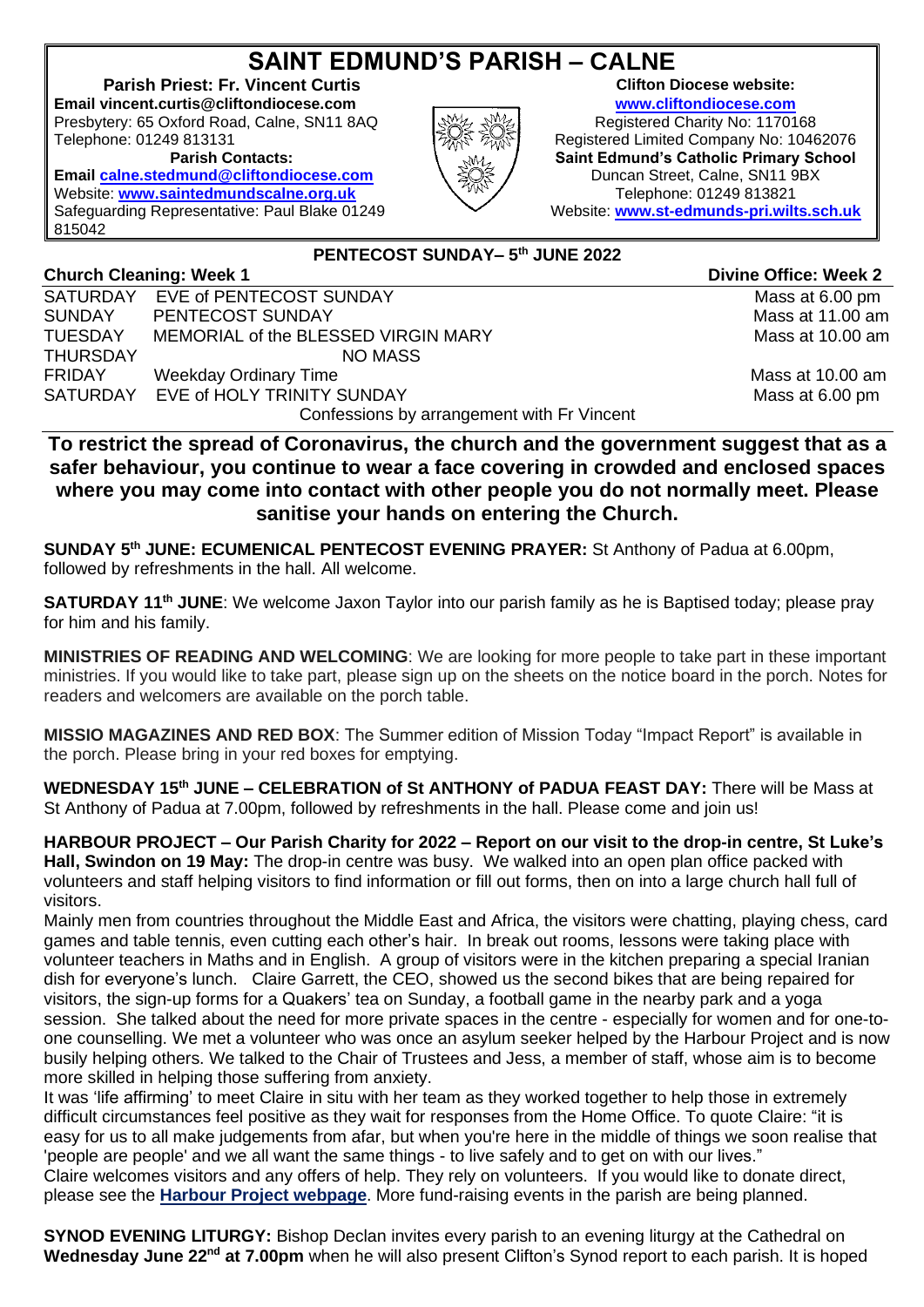# SAINT EDMUND'S PARISH – CALNE

**Parish Priest: Fr. Vincent Curtis**
**Email vincent.curtis@cliftondiocese.com**
Presbytery: 65 Oxford Road, Calne, SN11 8AQ
Telephone: 01249 813131
**Parish Contacts:**
**Email calne.stedmund@cliftondiocese.com**
Website: **www.saintedmundscalne.org.uk**
Safeguarding Representative: Paul Blake 01249 815042

**Clifton Diocese website:**
**www.cliftondiocese.com**
Registered Charity No: 1170168
Registered Limited Company No: 10462076
**Saint Edmund's Catholic Primary School**
Duncan Street, Calne, SN11 9BX
Telephone: 01249 813821
Website: **www.st-edmunds-pri.wilts.sch.uk**

## PENTECOST SUNDAY– 5th JUNE 2022

**Church Cleaning: Week 1** | **Divine Office: Week 2**

| | | |
|---|---|---|
| SATURDAY | EVE of PENTECOST SUNDAY | Mass at 6.00 pm |
| SUNDAY | PENTECOST SUNDAY | Mass at 11.00 am |
| TUESDAY | MEMORIAL of the BLESSED VIRGIN MARY | Mass at 10.00 am |
| THURSDAY | NO MASS | |
| FRIDAY | Weekday Ordinary Time | Mass at 10.00 am |
| SATURDAY | EVE of HOLY TRINITY SUNDAY | Mass at 6.00 pm |

Confessions by arrangement with Fr Vincent

**To restrict the spread of Coronavirus, the church and the government suggest that as a safer behaviour, you continue to wear a face covering in crowded and enclosed spaces where you may come into contact with other people you do not normally meet. Please sanitise your hands on entering the Church.**

**SUNDAY 5th JUNE: ECUMENICAL PENTECOST EVENING PRAYER:** St Anthony of Padua at 6.00pm, followed by refreshments in the hall. All welcome.

**SATURDAY 11th JUNE**: We welcome Jaxon Taylor into our parish family as he is Baptised today; please pray for him and his family.

**MINISTRIES OF READING AND WELCOMING**: We are looking for more people to take part in these important ministries. If you would like to take part, please sign up on the sheets on the notice board in the porch. Notes for readers and welcomers are available on the porch table.

**MISSIO MAGAZINES AND RED BOX**: The Summer edition of Mission Today "Impact Report" is available in the porch. Please bring in your red boxes for emptying.

**WEDNESDAY 15th JUNE – CELEBRATION of St ANTHONY of PADUA FEAST DAY:** There will be Mass at St Anthony of Padua at 7.00pm, followed by refreshments in the hall. Please come and join us!

**HARBOUR PROJECT – Our Parish Charity for 2022 – Report on our visit to the drop-in centre, St Luke's Hall, Swindon on 19 May:** The drop-in centre was busy. We walked into an open plan office packed with volunteers and staff helping visitors to find information or fill out forms, then on into a large church hall full of visitors.

Mainly men from countries throughout the Middle East and Africa, the visitors were chatting, playing chess, card games and table tennis, even cutting each other's hair. In break out rooms, lessons were taking place with volunteer teachers in Maths and in English. A group of visitors were in the kitchen preparing a special Iranian dish for everyone's lunch. Claire Garrett, the CEO, showed us the second bikes that are being repaired for visitors, the sign-up forms for a Quakers' tea on Sunday, a football game in the nearby park and a yoga session. She talked about the need for more private spaces in the centre - especially for women and for one-to-one counselling. We met a volunteer who was once an asylum seeker helped by the Harbour Project and is now busily helping others. We talked to the Chair of Trustees and Jess, a member of staff, whose aim is to become more skilled in helping those suffering from anxiety.

It was 'life affirming' to meet Claire in situ with her team as they worked together to help those in extremely difficult circumstances feel positive as they wait for responses from the Home Office. To quote Claire: "it is easy for us to all make judgements from afar, but when you're here in the middle of things we soon realise that 'people are people' and we all want the same things - to live safely and to get on with our lives."

Claire welcomes visitors and any offers of help. They rely on volunteers. If you would like to donate direct, please see the **Harbour Project webpage**. More fund-raising events in the parish are being planned.

**SYNOD EVENING LITURGY:** Bishop Declan invites every parish to an evening liturgy at the Cathedral on **Wednesday June 22nd at 7.00pm** when he will also present Clifton's Synod report to each parish. It is hoped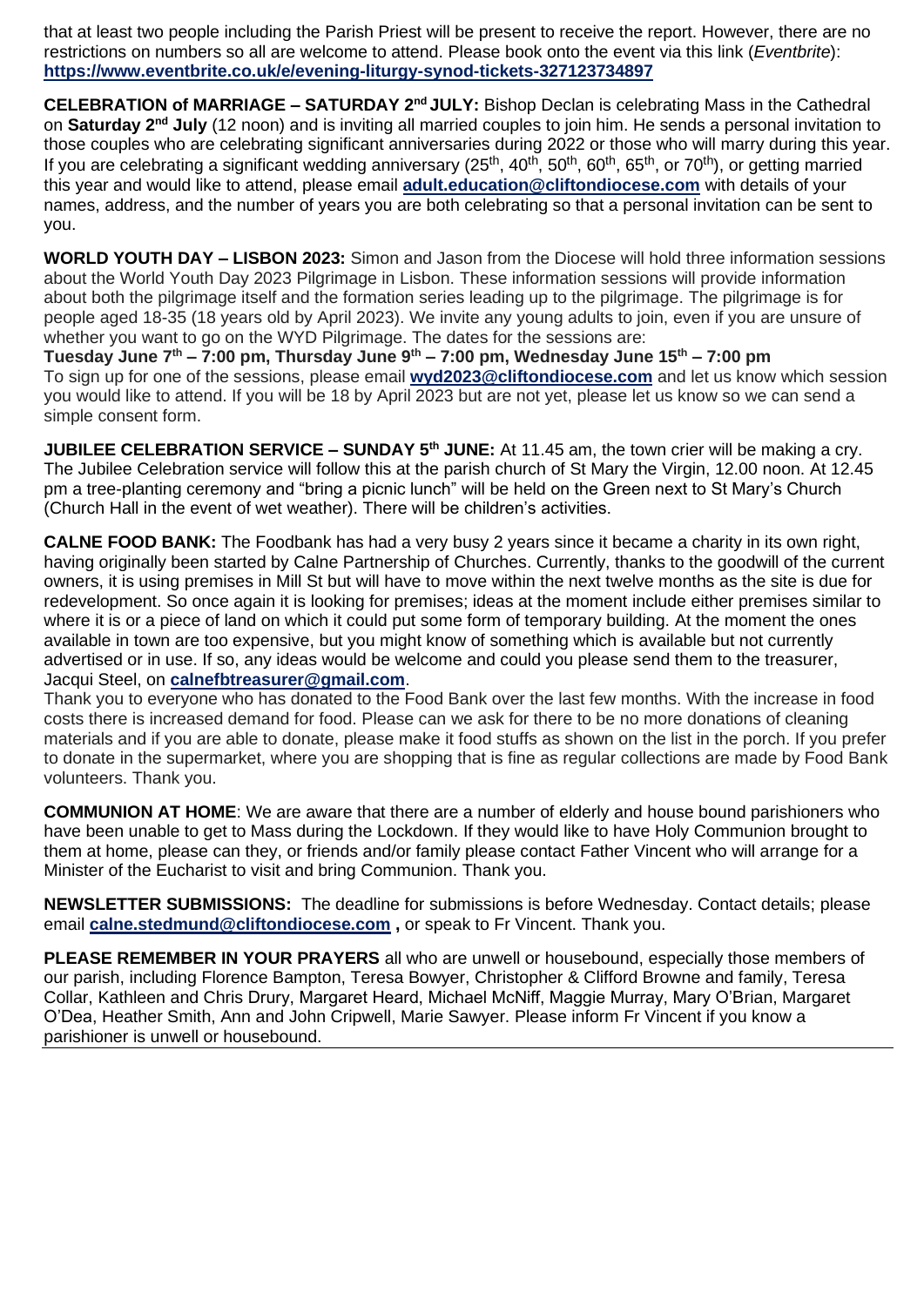that at least two people including the Parish Priest will be present to receive the report. However, there are no restrictions on numbers so all are welcome to attend. Please book onto the event via this link (*Eventbrite*): **https://www.eventbrite.co.uk/e/evening-liturgy-synod-tickets-327123734897**

**CELEBRATION of MARRIAGE – SATURDAY 2nd JULY:** Bishop Declan is celebrating Mass in the Cathedral on **Saturday 2nd July** (12 noon) and is inviting all married couples to join him. He sends a personal invitation to those couples who are celebrating significant anniversaries during 2022 or those who will marry during this year. If you are celebrating a significant wedding anniversary (25th, 40th, 50th, 60th, 65th, or 70th), or getting married this year and would like to attend, please email **adult.education@cliftondiocese.com** with details of your names, address, and the number of years you are both celebrating so that a personal invitation can be sent to you.

**WORLD YOUTH DAY – LISBON 2023:** Simon and Jason from the Diocese will hold three information sessions about the World Youth Day 2023 Pilgrimage in Lisbon. These information sessions will provide information about both the pilgrimage itself and the formation series leading up to the pilgrimage. The pilgrimage is for people aged 18-35 (18 years old by April 2023). We invite any young adults to join, even if you are unsure of whether you want to go on the WYD Pilgrimage. The dates for the sessions are:
**Tuesday June 7th – 7:00 pm, Thursday June 9th – 7:00 pm, Wednesday June 15th – 7:00 pm**
To sign up for one of the sessions, please email **wyd2023@cliftondiocese.com** and let us know which session you would like to attend. If you will be 18 by April 2023 but are not yet, please let us know so we can send a simple consent form.

**JUBILEE CELEBRATION SERVICE – SUNDAY 5th JUNE:** At 11.45 am, the town crier will be making a cry. The Jubilee Celebration service will follow this at the parish church of St Mary the Virgin, 12.00 noon. At 12.45 pm a tree-planting ceremony and "bring a picnic lunch" will be held on the Green next to St Mary's Church (Church Hall in the event of wet weather). There will be children's activities.

**CALNE FOOD BANK:** The Foodbank has had a very busy 2 years since it became a charity in its own right, having originally been started by Calne Partnership of Churches. Currently, thanks to the goodwill of the current owners, it is using premises in Mill St but will have to move within the next twelve months as the site is due for redevelopment. So once again it is looking for premises; ideas at the moment include either premises similar to where it is or a piece of land on which it could put some form of temporary building. At the moment the ones available in town are too expensive, but you might know of something which is available but not currently advertised or in use. If so, any ideas would be welcome and could you please send them to the treasurer, Jacqui Steel, on **calnefbtreasurer@gmail.com**.
Thank you to everyone who has donated to the Food Bank over the last few months. With the increase in food costs there is increased demand for food. Please can we ask for there to be no more donations of cleaning materials and if you are able to donate, please make it food stuffs as shown on the list in the porch. If you prefer to donate in the supermarket, where you are shopping that is fine as regular collections are made by Food Bank volunteers. Thank you.

**COMMUNION AT HOME**: We are aware that there are a number of elderly and house bound parishioners who have been unable to get to Mass during the Lockdown. If they would like to have Holy Communion brought to them at home, please can they, or friends and/or family please contact Father Vincent who will arrange for a Minister of the Eucharist to visit and bring Communion. Thank you.

**NEWSLETTER SUBMISSIONS:** The deadline for submissions is before Wednesday. Contact details; please email **calne.stedmund@cliftondiocese.com ,** or speak to Fr Vincent. Thank you.

**PLEASE REMEMBER IN YOUR PRAYERS** all who are unwell or housebound, especially those members of our parish, including Florence Bampton, Teresa Bowyer, Christopher & Clifford Browne and family, Teresa Collar, Kathleen and Chris Drury, Margaret Heard, Michael McNiff, Maggie Murray, Mary O'Brian, Margaret O'Dea, Heather Smith, Ann and John Cripwell, Marie Sawyer. Please inform Fr Vincent if you know a parishioner is unwell or housebound.